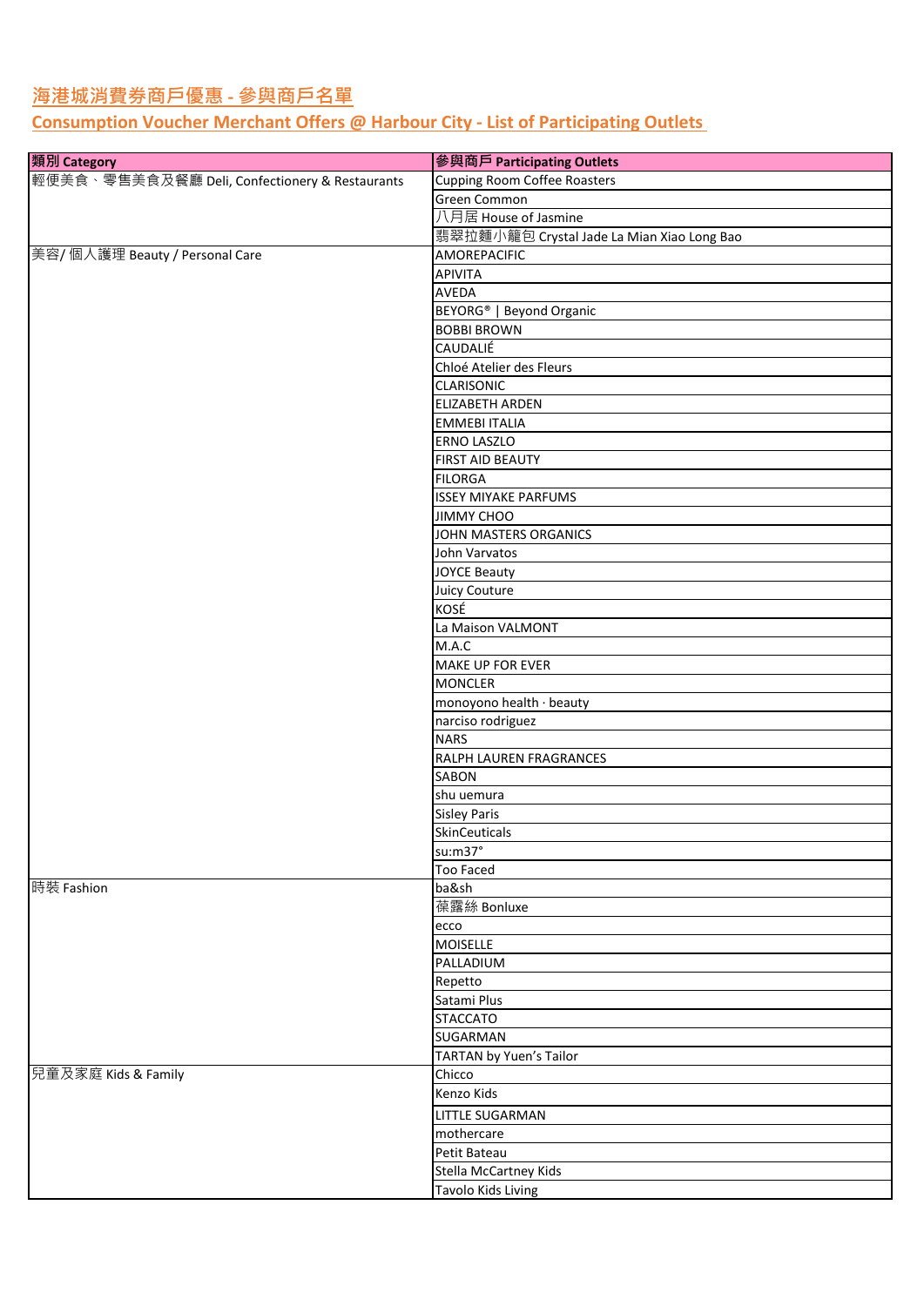# 海港城消費券商戶優惠 - 參與商戶名單

# Consumption Voucher Merchant Offers @ Harbour City - List of Participating Outlets

| 類別 Category | 參與商戶 Participating Outlets |
| --- | --- |
| 輕便美食、零售美食及餐廳 Deli, Confectionery & Restaurants | Cupping Room Coffee Roasters |
| | Green Common |
| | 八月居 House of Jasmine |
| | 翡翠拉麵小籠包 Crystal Jade La Mian Xiao Long Bao |
| 美容/ 個人護理 Beauty / Personal Care | AMOREPACIFIC |
| | APIVITA |
| | AVEDA |
| | BEYORG® \| Beyond Organic |
| | BOBBI BROWN |
| | CAUDALIÉ |
| | Chloé Atelier des Fleurs |
| | CLARISONIC |
| | ELIZABETH ARDEN |
| | EMMEBI ITALIA |
| | ERNO LASZLO |
| | FIRST AID BEAUTY |
| | FILORGA |
| | ISSEY MIYAKE PARFUMS |
| | JIMMY CHOO |
| | JOHN MASTERS ORGANICS |
| | John Varvatos |
| | JOYCE Beauty |
| | Juicy Couture |
| | KOSÉ |
| | La Maison VALMONT |
| | M.A.C |
| | MAKE UP FOR EVER |
| | MONCLER |
| | monoyono health · beauty |
| | narciso rodriguez |
| | NARS |
| | RALPH LAUREN FRAGRANCES |
| | SABON |
| | shu uemura |
| | Sisley Paris |
| | SkinCeuticals |
| | su:m37° |
| | Too Faced |
| 時裝 Fashion | ba&sh |
| | 葆露絲 Bonluxe |
| | ecco |
| | MOISELLE |
| | PALLADIUM |
| | Repetto |
| | Satami Plus |
| | STACCATO |
| | SUGARMAN |
| | TARTAN by Yuen's Tailor |
| 兒童及家庭 Kids & Family | Chicco |
| | Kenzo Kids |
| | LITTLE SUGARMAN |
| | mothercare |
| | Petit Bateau |
| | Stella McCartney Kids |
| | Tavolo Kids Living |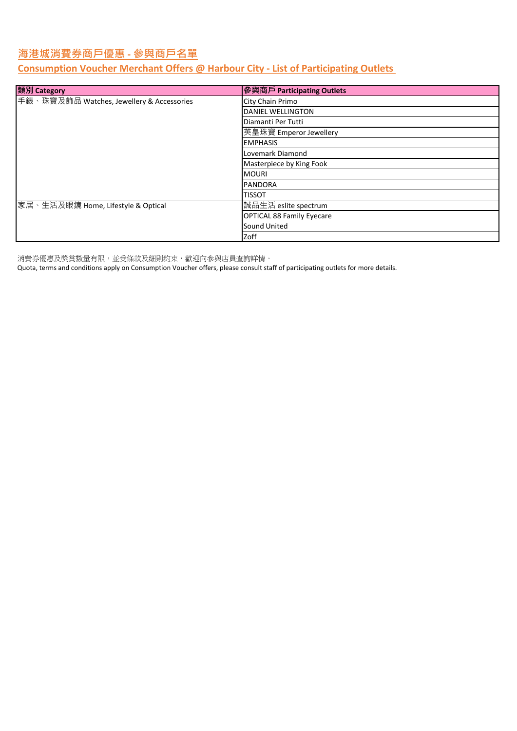## 海港城消費券商戶優惠 - 參與商戶名單

## Consumption Voucher Merchant Offers @ Harbour City - List of Participating Outlets

| **類別 Category** | **參與商戶 Participating Outlets** |
|---|---|
| 手錶、珠寶及飾品 Watches, Jewellery & Accessories | City Chain Primo |
| | DANIEL WELLINGTON |
| | Diamanti Per Tutti |
| | 英皇珠寶 Emperor Jewellery |
| | EMPHASIS |
| | Lovemark Diamond |
| | Masterpiece by King Fook |
| | MOURI |
| | PANDORA |
| | TISSOT |
| 家居、生活及眼鏡 Home, Lifestyle & Optical | 誠品生活 eslite spectrum |
| | OPTICAL 88 Family Eyecare |
| | Sound United |
| | Zoff |

消費券優惠及獎賞數量有限，並受條款及細則約束，歡迎向參與店員查詢詳情。

Quota, terms and conditions apply on Consumption Voucher offers, please consult staff of participating outlets for more details.